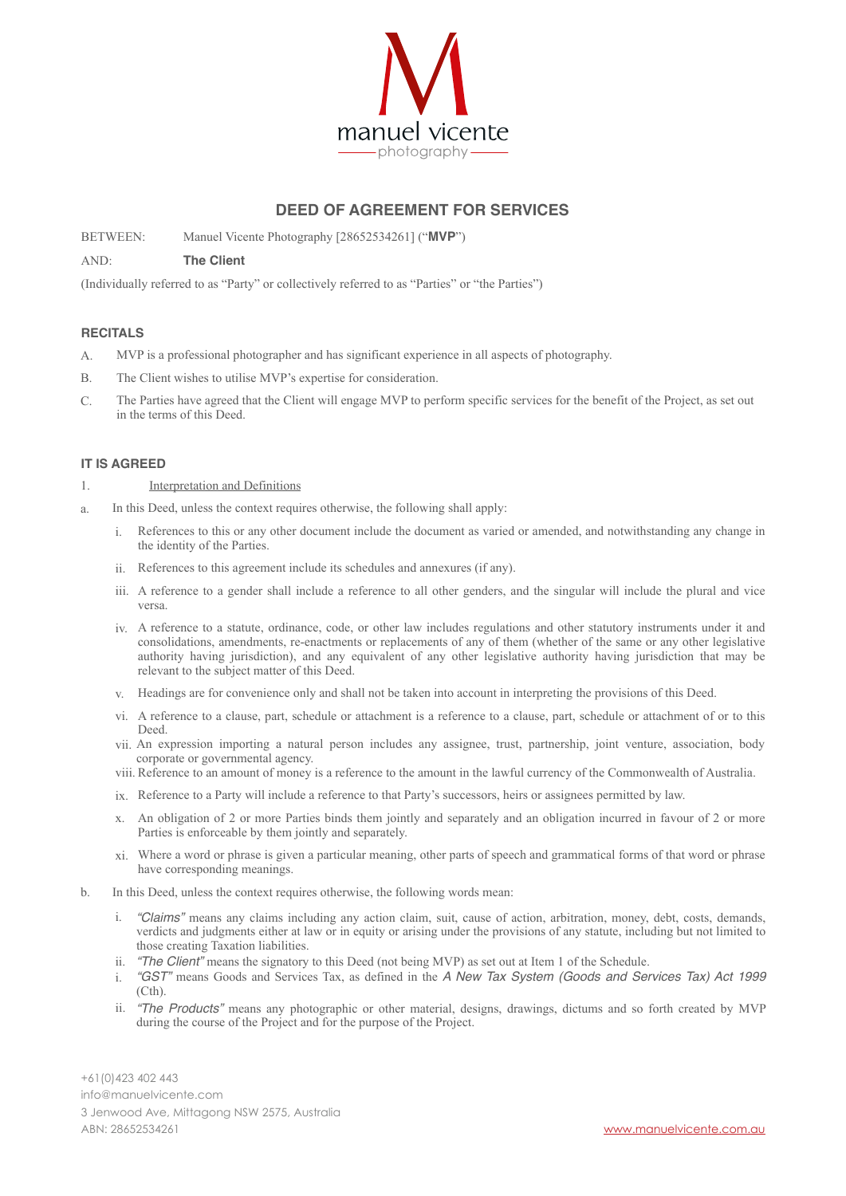manuel vicente
photography

# DEED OF AGREEMENT FOR SERVICES

BETWEEN: Manuel Vicente Photography [28652534261] ("**MVP**")

AND: **The Client**

(Individually referred to as "Party" or collectively referred to as "Parties" or "the Parties")

## RECITALS

A. MVP is a professional photographer and has significant experience in all aspects of photography.

B. The Client wishes to utilise MVP's expertise for consideration.

C. The Parties have agreed that the Client will engage MVP to perform specific services for the benefit of the Project, as set out in the terms of this Deed.

## IT IS AGREED

1. Interpretation and Definitions

a. In this Deed, unless the context requires otherwise, the following shall apply:

   i. References to this or any other document include the document as varied or amended, and notwithstanding any change in the identity of the Parties.

   ii. References to this agreement include its schedules and annexures (if any).

   iii. A reference to a gender shall include a reference to all other genders, and the singular will include the plural and vice versa.

   iv. A reference to a statute, ordinance, code, or other law includes regulations and other statutory instruments under it and consolidations, amendments, re-enactments or replacements of any of them (whether of the same or any other legislative authority having jurisdiction), and any equivalent of any other legislative authority having jurisdiction that may be relevant to the subject matter of this Deed.

   v. Headings are for convenience only and shall not be taken into account in interpreting the provisions of this Deed.

   vi. A reference to a clause, part, schedule or attachment is a reference to a clause, part, schedule or attachment of or to this Deed.

   vii. An expression importing a natural person includes any assignee, trust, partnership, joint venture, association, body corporate or governmental agency.

   viii. Reference to an amount of money is a reference to the amount in the lawful currency of the Commonwealth of Australia.

   ix. Reference to a Party will include a reference to that Party's successors, heirs or assignees permitted by law.

   x. An obligation of 2 or more Parties binds them jointly and separately and an obligation incurred in favour of 2 or more Parties is enforceable by them jointly and separately.

   xi. Where a word or phrase is given a particular meaning, other parts of speech and grammatical forms of that word or phrase have corresponding meanings.

b. In this Deed, unless the context requires otherwise, the following words mean:

   i. *"Claims"* means any claims including any action claim, suit, cause of action, arbitration, money, debt, costs, demands, verdicts and judgments either at law or in equity or arising under the provisions of any statute, including but not limited to those creating Taxation liabilities.

   ii. *"The Client"* means the signatory to this Deed (not being MVP) as set out at Item 1 of the Schedule.

   i. *"GST"* means Goods and Services Tax, as defined in the *A New Tax System (Goods and Services Tax) Act 1999* (Cth).

   ii. *"The Products"* means any photographic or other material, designs, drawings, dictums and so forth created by MVP during the course of the Project and for the purpose of the Project.

+61(0)423 402 443
info@manuelvicente.com
3 Jenwood Ave, Mittagong NSW 2575, Australia
ABN: 28652534261
www.manuelvicente.com.au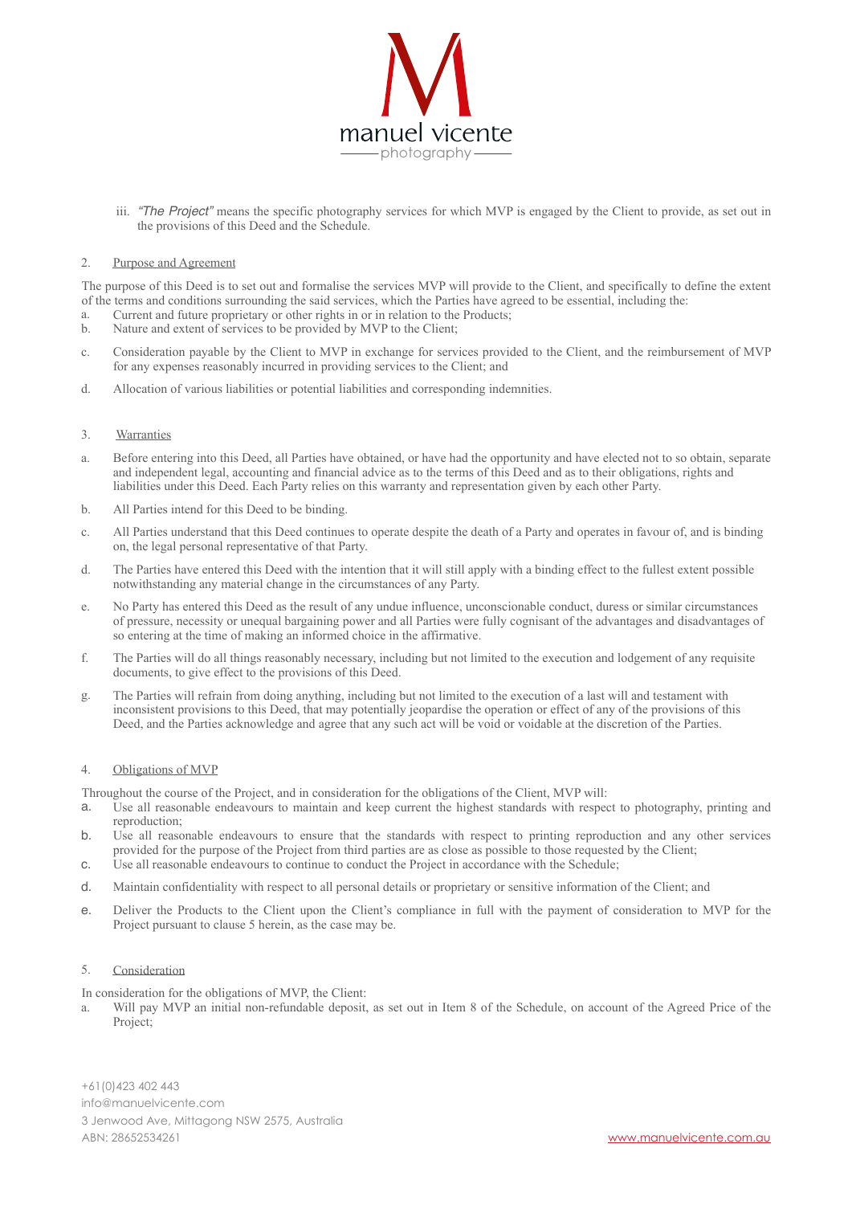iii. *"The Project"* means the specific photography services for which MVP is engaged by the Client to provide, as set out in the provisions of this Deed and the Schedule.

2. Purpose and Agreement

The purpose of this Deed is to set out and formalise the services MVP will provide to the Client, and specifically to define the extent of the terms and conditions surrounding the said services, which the Parties have agreed to be essential, including the:

a. Current and future proprietary or other rights in or in relation to the Products;
b. Nature and extent of services to be provided by MVP to the Client;
c. Consideration payable by the Client to MVP in exchange for services provided to the Client, and the reimbursement of MVP for any expenses reasonably incurred in providing services to the Client; and
d. Allocation of various liabilities or potential liabilities and corresponding indemnities.

3. Warranties

a. Before entering into this Deed, all Parties have obtained, or have had the opportunity and have elected not to so obtain, separate and independent legal, accounting and financial advice as to the terms of this Deed and as to their obligations, rights and liabilities under this Deed. Each Party relies on this warranty and representation given by each other Party.
b. All Parties intend for this Deed to be binding.
c. All Parties understand that this Deed continues to operate despite the death of a Party and operates in favour of, and is binding on, the legal personal representative of that Party.
d. The Parties have entered this Deed with the intention that it will still apply with a binding effect to the fullest extent possible notwithstanding any material change in the circumstances of any Party.
e. No Party has entered this Deed as the result of any undue influence, unconscionable conduct, duress or similar circumstances of pressure, necessity or unequal bargaining power and all Parties were fully cognisant of the advantages and disadvantages of so entering at the time of making an informed choice in the affirmative.
f. The Parties will do all things reasonably necessary, including but not limited to the execution and lodgement of any requisite documents, to give effect to the provisions of this Deed.
g. The Parties will refrain from doing anything, including but not limited to the execution of a last will and testament with inconsistent provisions to this Deed, that may potentially jeopardise the operation or effect of any of the provisions of this Deed, and the Parties acknowledge and agree that any such act will be void or voidable at the discretion of the Parties.

4. Obligations of MVP

Throughout the course of the Project, and in consideration for the obligations of the Client, MVP will:

a. Use all reasonable endeavours to maintain and keep current the highest standards with respect to photography, printing and reproduction;
b. Use all reasonable endeavours to ensure that the standards with respect to printing reproduction and any other services provided for the purpose of the Project from third parties are as close as possible to those requested by the Client;
c. Use all reasonable endeavours to continue to conduct the Project in accordance with the Schedule;
d. Maintain confidentiality with respect to all personal details or proprietary or sensitive information of the Client; and
e. Deliver the Products to the Client upon the Client's compliance in full with the payment of consideration to MVP for the Project pursuant to clause 5 herein, as the case may be.

5. Consideration

In consideration for the obligations of MVP, the Client:

a. Will pay MVP an initial non-refundable deposit, as set out in Item 8 of the Schedule, on account of the Agreed Price of the Project;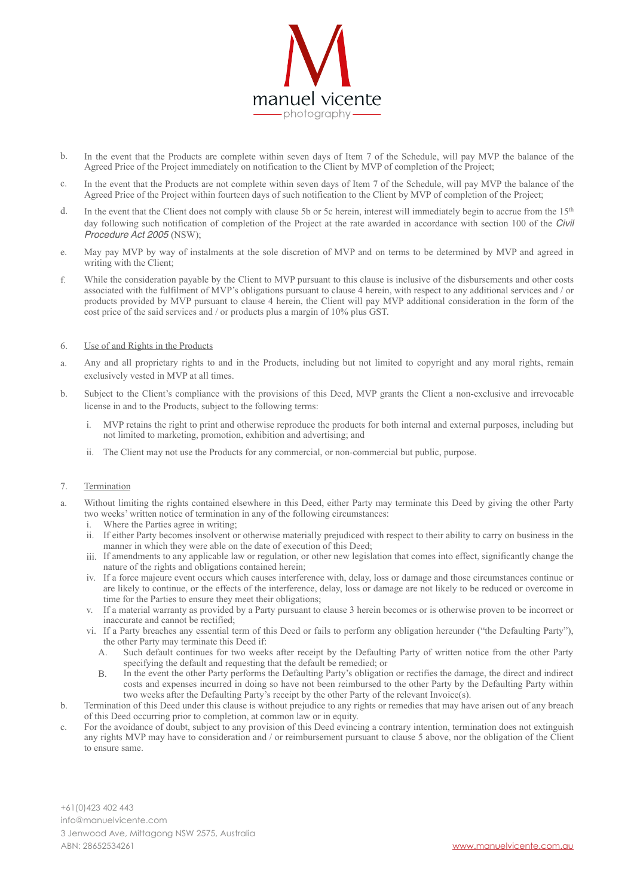b. In the event that the Products are complete within seven days of Item 7 of the Schedule, will pay MVP the balance of the Agreed Price of the Project immediately on notification to the Client by MVP of completion of the Project;

c. In the event that the Products are not complete within seven days of Item 7 of the Schedule, will pay MVP the balance of the Agreed Price of the Project within fourteen days of such notification to the Client by MVP of completion of the Project;

d. In the event that the Client does not comply with clause 5b or 5c herein, interest will immediately begin to accrue from the 15th day following such notification of completion of the Project at the rate awarded in accordance with section 100 of the *Civil Procedure Act 2005* (NSW);

e. May pay MVP by way of instalments at the sole discretion of MVP and on terms to be determined by MVP and agreed in writing with the Client;

f. While the consideration payable by the Client to MVP pursuant to this clause is inclusive of the disbursements and other costs associated with the fulfilment of MVP's obligations pursuant to clause 4 herein, with respect to any additional services and / or products provided by MVP pursuant to clause 4 herein, the Client will pay MVP additional consideration in the form of the cost price of the said services and / or products plus a margin of 10% plus GST.

6. Use of and Rights in the Products

a. Any and all proprietary rights to and in the Products, including but not limited to copyright and any moral rights, remain exclusively vested in MVP at all times.

b. Subject to the Client's compliance with the provisions of this Deed, MVP grants the Client a non-exclusive and irrevocable license in and to the Products, subject to the following terms:

   i. MVP retains the right to print and otherwise reproduce the products for both internal and external purposes, including but not limited to marketing, promotion, exhibition and advertising; and

   ii. The Client may not use the Products for any commercial, or non-commercial but public, purpose.

7. Termination

a. Without limiting the rights contained elsewhere in this Deed, either Party may terminate this Deed by giving the other Party two weeks' written notice of termination in any of the following circumstances:
   i. Where the Parties agree in writing;
   ii. If either Party becomes insolvent or otherwise materially prejudiced with respect to their ability to carry on business in the manner in which they were able on the date of execution of this Deed;
   iii. If amendments to any applicable law or regulation, or other new legislation that comes into effect, significantly change the nature of the rights and obligations contained herein;
   iv. If a force majeure event occurs which causes interference with, delay, loss or damage and those circumstances continue or are likely to continue, or the effects of the interference, delay, loss or damage are not likely to be reduced or overcome in time for the Parties to ensure they meet their obligations;
   v. If a material warranty as provided by a Party pursuant to clause 3 herein becomes or is otherwise proven to be incorrect or inaccurate and cannot be rectified;
   vi. If a Party breaches any essential term of this Deed or fails to perform any obligation hereunder ("the Defaulting Party"), the other Party may terminate this Deed if:
      A. Such default continues for two weeks after receipt by the Defaulting Party of written notice from the other Party specifying the default and requesting that the default be remedied; or
      B. In the event the other Party performs the Defaulting Party's obligation or rectifies the damage, the direct and indirect costs and expenses incurred in doing so have not been reimbursed to the other Party by the Defaulting Party within two weeks after the Defaulting Party's receipt by the other Party of the relevant Invoice(s).

b. Termination of this Deed under this clause is without prejudice to any rights or remedies that may have arisen out of any breach of this Deed occurring prior to completion, at common law or in equity.

c. For the avoidance of doubt, subject to any provision of this Deed evincing a contrary intention, termination does not extinguish any rights MVP may have to consideration and / or reimbursement pursuant to clause 5 above, nor the obligation of the Client to ensure same.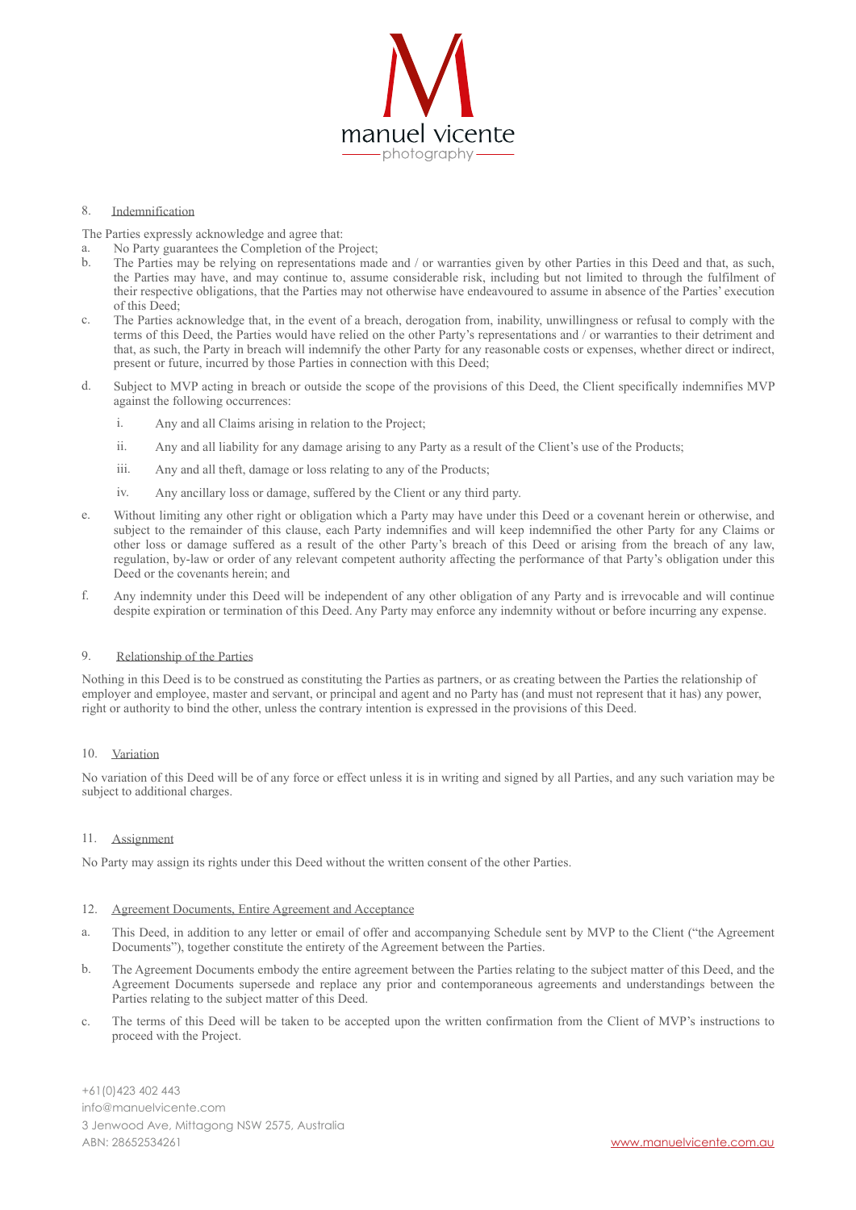8. Indemnification

The Parties expressly acknowledge and agree that:

a. No Party guarantees the Completion of the Project;
b. The Parties may be relying on representations made and / or warranties given by other Parties in this Deed and that, as such, the Parties may have, and may continue to, assume considerable risk, including but not limited to through the fulfilment of their respective obligations, that the Parties may not otherwise have endeavoured to assume in absence of the Parties' execution of this Deed;
c. The Parties acknowledge that, in the event of a breach, derogation from, inability, unwillingness or refusal to comply with the terms of this Deed, the Parties would have relied on the other Party's representations and / or warranties to their detriment and that, as such, the Party in breach will indemnify the other Party for any reasonable costs or expenses, whether direct or indirect, present or future, incurred by those Parties in connection with this Deed;
d. Subject to MVP acting in breach or outside the scope of the provisions of this Deed, the Client specifically indemnifies MVP against the following occurrences:
   i. Any and all Claims arising in relation to the Project;
   ii. Any and all liability for any damage arising to any Party as a result of the Client's use of the Products;
   iii. Any and all theft, damage or loss relating to any of the Products;
   iv. Any ancillary loss or damage, suffered by the Client or any third party.
e. Without limiting any other right or obligation which a Party may have under this Deed or a covenant herein or otherwise, and subject to the remainder of this clause, each Party indemnifies and will keep indemnified the other Party for any Claims or other loss or damage suffered as a result of the other Party's breach of this Deed or arising from the breach of any law, regulation, by-law or order of any relevant competent authority affecting the performance of that Party's obligation under this Deed or the covenants herein; and
f. Any indemnity under this Deed will be independent of any other obligation of any Party and is irrevocable and will continue despite expiration or termination of this Deed. Any Party may enforce any indemnity without or before incurring any expense.

9. Relationship of the Parties

Nothing in this Deed is to be construed as constituting the Parties as partners, or as creating between the Parties the relationship of employer and employee, master and servant, or principal and agent and no Party has (and must not represent that it has) any power, right or authority to bind the other, unless the contrary intention is expressed in the provisions of this Deed.

10. Variation

No variation of this Deed will be of any force or effect unless it is in writing and signed by all Parties, and any such variation may be subject to additional charges.

11. Assignment

No Party may assign its rights under this Deed without the written consent of the other Parties.

12. Agreement Documents, Entire Agreement and Acceptance

a. This Deed, in addition to any letter or email of offer and accompanying Schedule sent by MVP to the Client ("the Agreement Documents"), together constitute the entirety of the Agreement between the Parties.
b. The Agreement Documents embody the entire agreement between the Parties relating to the subject matter of this Deed, and the Agreement Documents supersede and replace any prior and contemporaneous agreements and understandings between the Parties relating to the subject matter of this Deed.
c. The terms of this Deed will be taken to be accepted upon the written confirmation from the Client of MVP's instructions to proceed with the Project.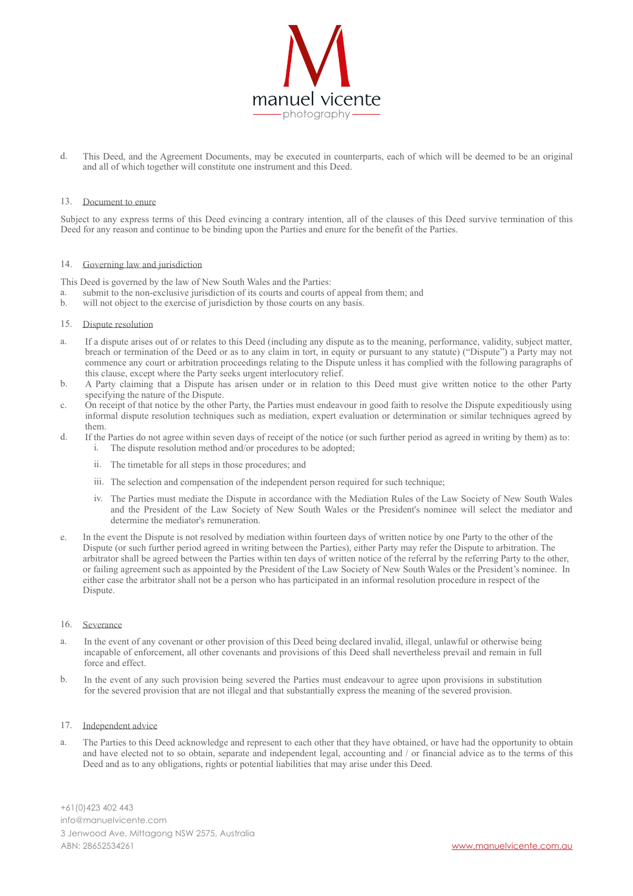d. This Deed, and the Agreement Documents, may be executed in counterparts, each of which will be deemed to be an original and all of which together will constitute one instrument and this Deed.

13. Document to enure

Subject to any express terms of this Deed evincing a contrary intention, all of the clauses of this Deed survive termination of this Deed for any reason and continue to be binding upon the Parties and enure for the benefit of the Parties.

14. Governing law and jurisdiction

This Deed is governed by the law of New South Wales and the Parties:

a. submit to the non-exclusive jurisdiction of its courts and courts of appeal from them; and
b. will not object to the exercise of jurisdiction by those courts on any basis.

15. Dispute resolution

a. If a dispute arises out of or relates to this Deed (including any dispute as to the meaning, performance, validity, subject matter, breach or termination of the Deed or as to any claim in tort, in equity or pursuant to any statute) ("Dispute") a Party may not commence any court or arbitration proceedings relating to the Dispute unless it has complied with the following paragraphs of this clause, except where the Party seeks urgent interlocutory relief.
b. A Party claiming that a Dispute has arisen under or in relation to this Deed must give written notice to the other Party specifying the nature of the Dispute.
c. On receipt of that notice by the other Party, the Parties must endeavour in good faith to resolve the Dispute expeditiously using informal dispute resolution techniques such as mediation, expert evaluation or determination or similar techniques agreed by them.
d. If the Parties do not agree within seven days of receipt of the notice (or such further period as agreed in writing by them) as to:
   i. The dispute resolution method and/or procedures to be adopted;
   ii. The timetable for all steps in those procedures; and
   iii. The selection and compensation of the independent person required for such technique;
   iv. The Parties must mediate the Dispute in accordance with the Mediation Rules of the Law Society of New South Wales and the President of the Law Society of New South Wales or the President's nominee will select the mediator and determine the mediator's remuneration.
e. In the event the Dispute is not resolved by mediation within fourteen days of written notice by one Party to the other of the Dispute (or such further period agreed in writing between the Parties), either Party may refer the Dispute to arbitration. The arbitrator shall be agreed between the Parties within ten days of written notice of the referral by the referring Party to the other, or failing agreement such as appointed by the President of the Law Society of New South Wales or the President's nominee. In either case the arbitrator shall not be a person who has participated in an informal resolution procedure in respect of the Dispute.

16. Severance

a. In the event of any covenant or other provision of this Deed being declared invalid, illegal, unlawful or otherwise being incapable of enforcement, all other covenants and provisions of this Deed shall nevertheless prevail and remain in full force and effect.
b. In the event of any such provision being severed the Parties must endeavour to agree upon provisions in substitution for the severed provision that are not illegal and that substantially express the meaning of the severed provision.

17. Independent advice

a. The Parties to this Deed acknowledge and represent to each other that they have obtained, or have had the opportunity to obtain and have elected not to so obtain, separate and independent legal, accounting and / or financial advice as to the terms of this Deed and as to any obligations, rights or potential liabilities that may arise under this Deed.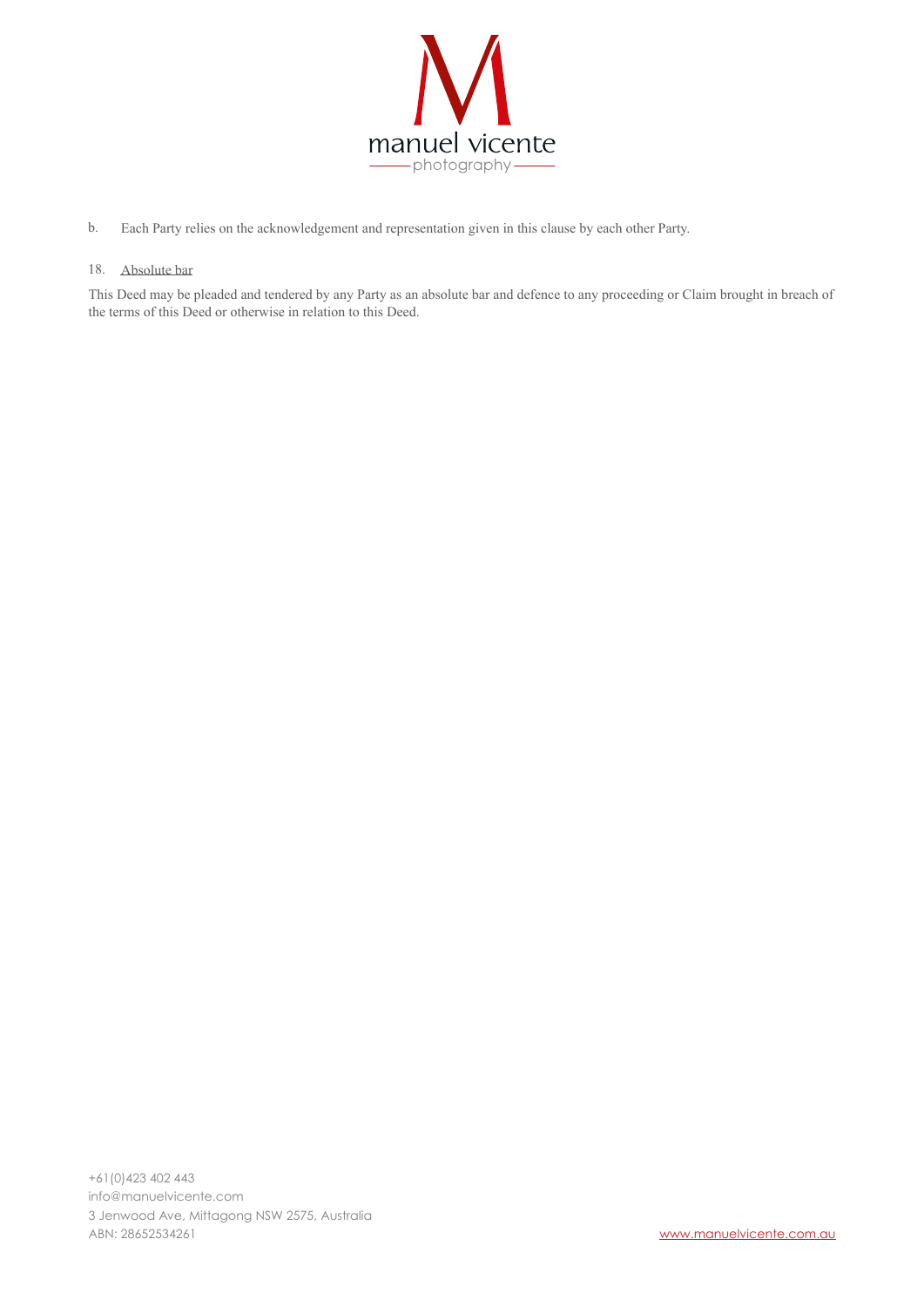b. Each Party relies on the acknowledgement and representation given in this clause by each other Party.

18. <u>Absolute bar</u>

This Deed may be pleaded and tendered by any Party as an absolute bar and defence to any proceeding or Claim brought in breach of the terms of this Deed or otherwise in relation to this Deed.